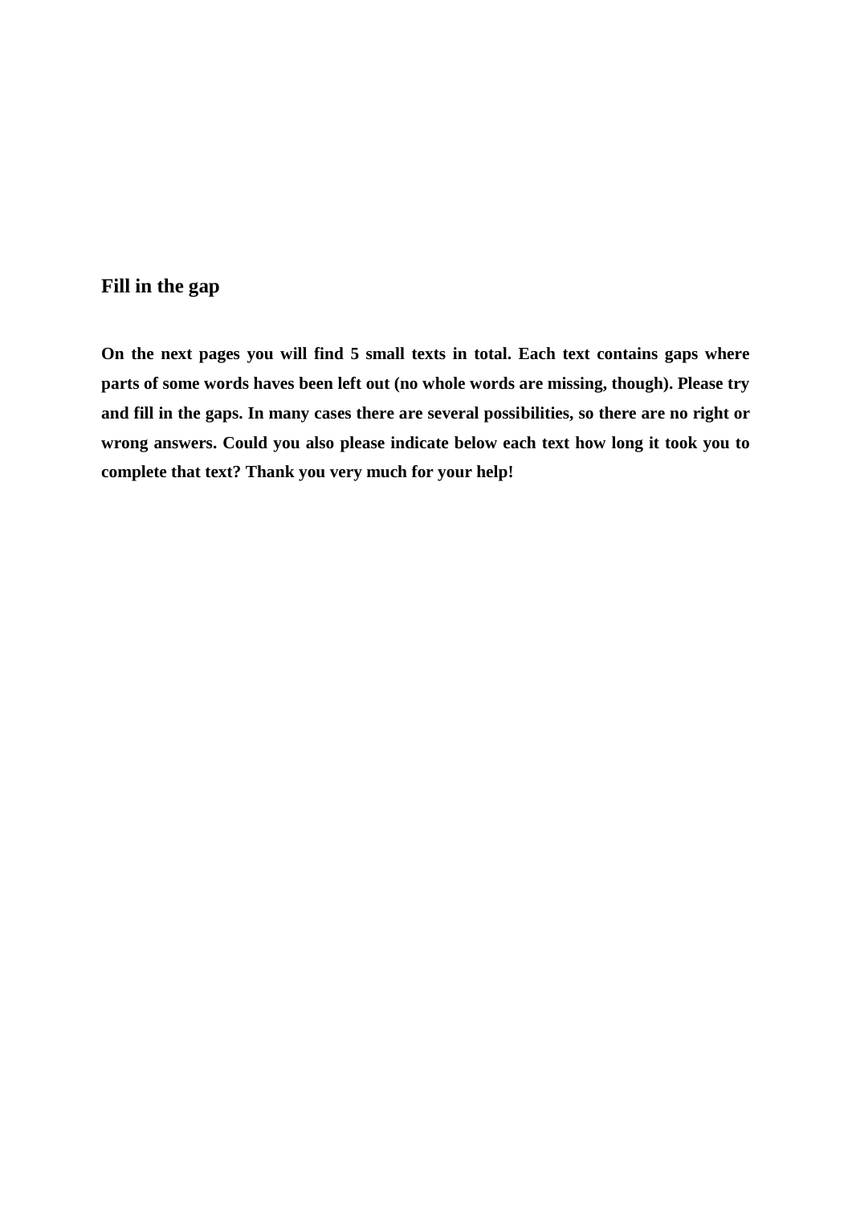## Fill in the gap

**On the next pages you will find 5 small texts in total. Each text contains gaps where parts of some words haves been left out (no whole words are missing, though). Please try and fill in the gaps. In many cases there are several possibilities, so there are no right or wrong answers. Could you also please indicate below each text how long it took you to complete that text? Thank you very much for your help!**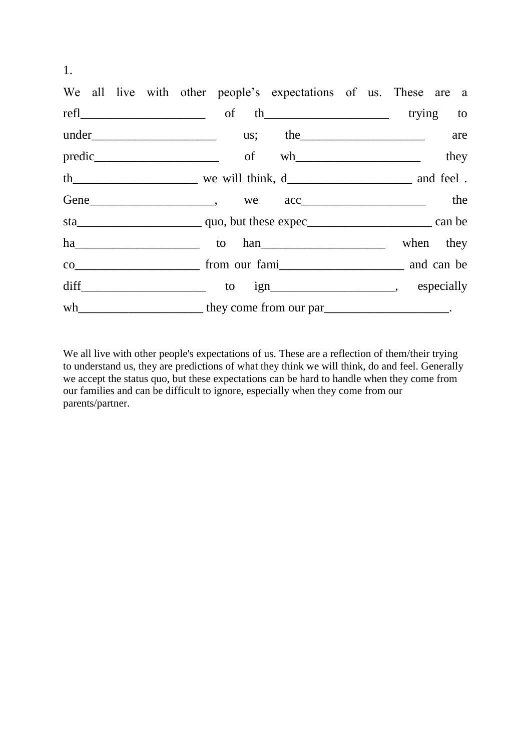1.

We all live with other people's expectations of us. These are a refl\_\_\_\_\_\_\_\_\_\_\_\_\_\_\_\_\_\_\_\_ of th\_\_\_\_\_\_\_\_\_\_\_\_\_\_\_\_\_\_\_\_ trying to under\_\_\_\_\_\_\_\_\_\_\_\_\_\_\_\_\_\_\_\_ us; the\_\_\_\_\_\_\_\_\_\_\_\_\_\_\_\_\_\_\_\_ are predic\_\_\_\_\_\_\_\_\_\_\_\_\_\_\_\_\_\_\_\_ of wh\_\_\_\_\_\_\_\_\_\_\_\_\_\_\_\_\_\_\_\_ they th\_\_\_\_\_\_\_\_\_\_\_\_\_\_\_\_\_\_\_\_ we will think, d\_\_\_\_\_\_\_\_\_\_\_\_\_\_\_\_\_\_\_\_ and feel . Gene\_\_\_\_\_\_\_\_\_\_\_\_\_\_\_\_\_\_\_\_, we acc\_\_\_\_\_\_\_\_\_\_\_\_\_\_\_\_\_\_\_\_ the sta\_\_\_\_\_\_\_\_\_\_\_\_\_\_\_\_\_\_\_\_ quo, but these expec\_\_\_\_\_\_\_\_\_\_\_\_\_\_\_\_\_\_\_\_ can be ha\_\_\_\_\_\_\_\_\_\_\_\_\_\_\_\_\_\_\_\_ to han\_\_\_\_\_\_\_\_\_\_\_\_\_\_\_\_\_\_\_\_ when they co\_\_\_\_\_\_\_\_\_\_\_\_\_\_\_\_\_\_\_\_ from our fami\_\_\_\_\_\_\_\_\_\_\_\_\_\_\_\_\_\_\_\_ and can be diff\_\_\_\_\_\_\_\_\_\_\_\_\_\_\_\_\_\_\_\_ to ign\_\_\_\_\_\_\_\_\_\_\_\_\_\_\_\_\_\_\_\_, especially wh\_\_\_\_\_\_\_\_\_\_\_\_\_\_\_\_\_\_\_\_ they come from our par\_\_\_\_\_\_\_\_\_\_\_\_\_\_\_\_\_\_\_\_.

We all live with other people's expectations of us. These are a reflection of them/their trying to understand us, they are predictions of what they think we will think, do and feel. Generally we accept the status quo, but these expectations can be hard to handle when they come from our families and can be difficult to ignore, especially when they come from our parents/partner.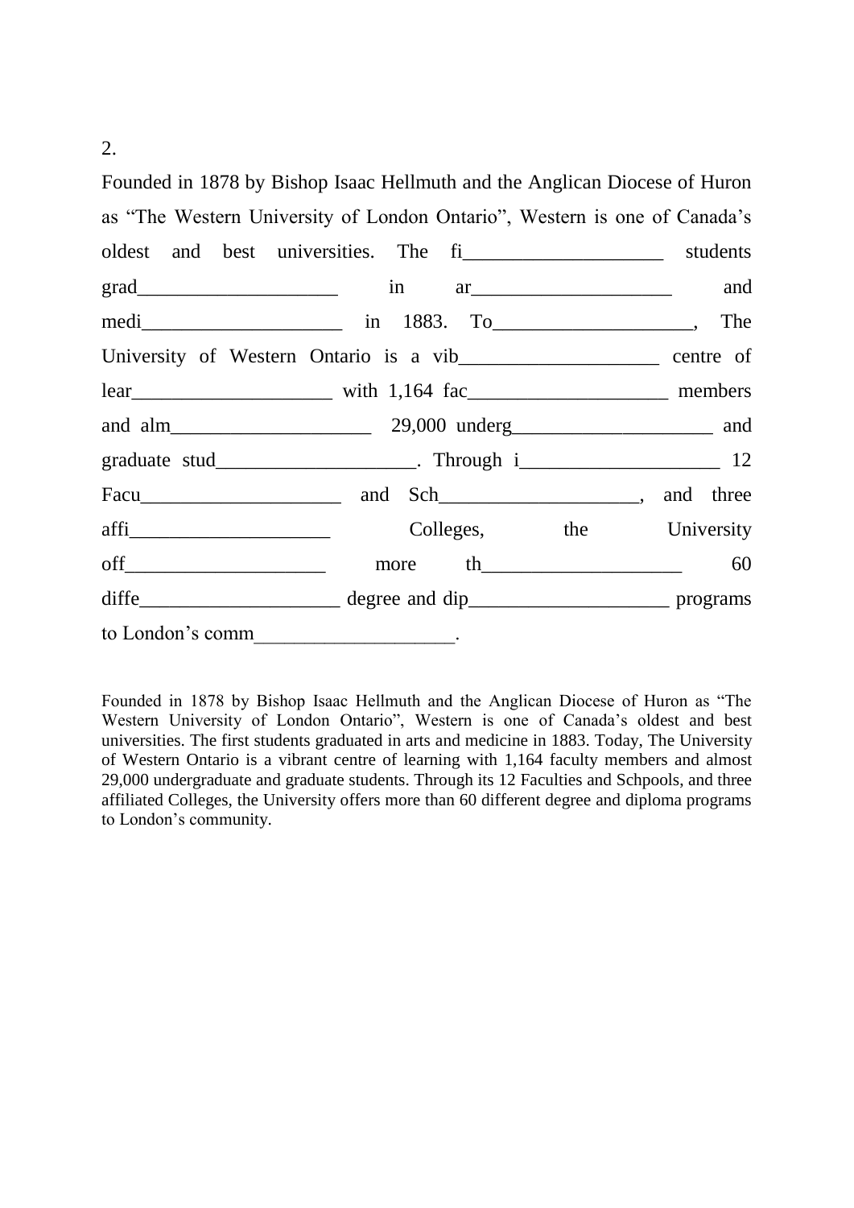2.

Founded in 1878 by Bishop Isaac Hellmuth and the Anglican Diocese of Huron as "The Western University of London Ontario", Western is one of Canada's oldest and best universities. The fi___________________ students grad___________________ in ar___________________ and medi___________________ in 1883. To___________________, The University of Western Ontario is a vib___________________ centre of lear___________________ with 1,164 fac___________________ members and alm___________________ 29,000 underg___________________ and graduate stud___________________. Through i___________________ 12 Facu___________________ and Sch___________________, and three affi___________________ Colleges, the University off___________________ more th___________________ 60 diffe___________________ degree and dip___________________ programs to London's comm___________________.

Founded in 1878 by Bishop Isaac Hellmuth and the Anglican Diocese of Huron as "The Western University of London Ontario", Western is one of Canada's oldest and best universities. The first students graduated in arts and medicine in 1883. Today, The University of Western Ontario is a vibrant centre of learning with 1,164 faculty members and almost 29,000 undergraduate and graduate students. Through its 12 Faculties and Schpools, and three affiliated Colleges, the University offers more than 60 different degree and diploma programs to London's community.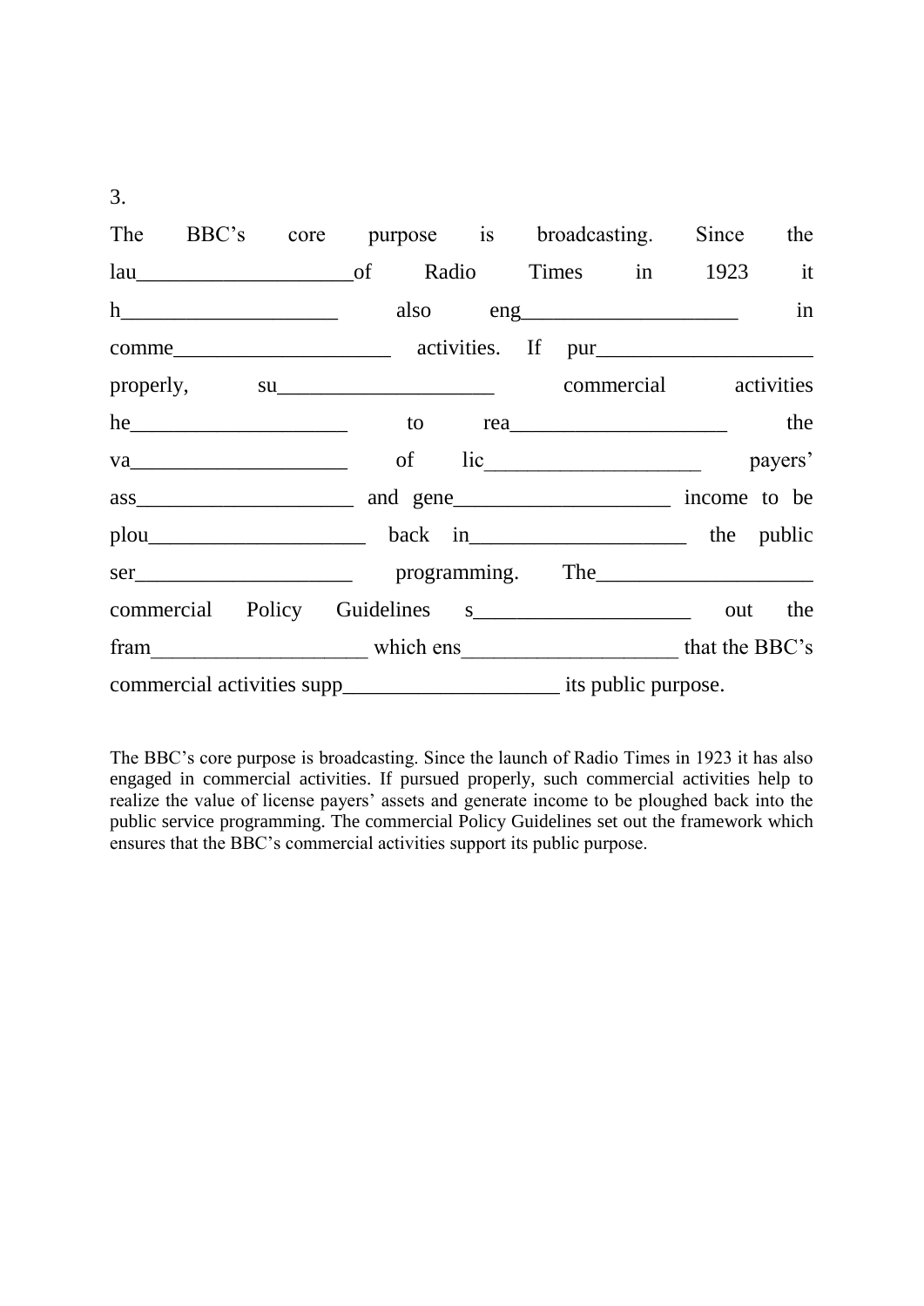3.

The BBC’s core purpose is broadcasting. Since the lau____________________of Radio Times in 1923 it h____________________ also eng____________________ in comme____________________ activities. If pur____________________ properly, su____________________ commercial activities he____________________ to rea____________________ the va____________________ of lic____________________ payers’ ass____________________ and gene____________________ income to be plou____________________ back in____________________ the public ser____________________ programming. The____________________ commercial Policy Guidelines s____________________ out the fram____________________ which ens____________________ that the BBC’s commercial activities supp____________________ its public purpose.

The BBC’s core purpose is broadcasting. Since the launch of Radio Times in 1923 it has also engaged in commercial activities. If pursued properly, such commercial activities help to realize the value of license payers’ assets and generate income to be ploughed back into the public service programming. The commercial Policy Guidelines set out the framework which ensures that the BBC’s commercial activities support its public purpose.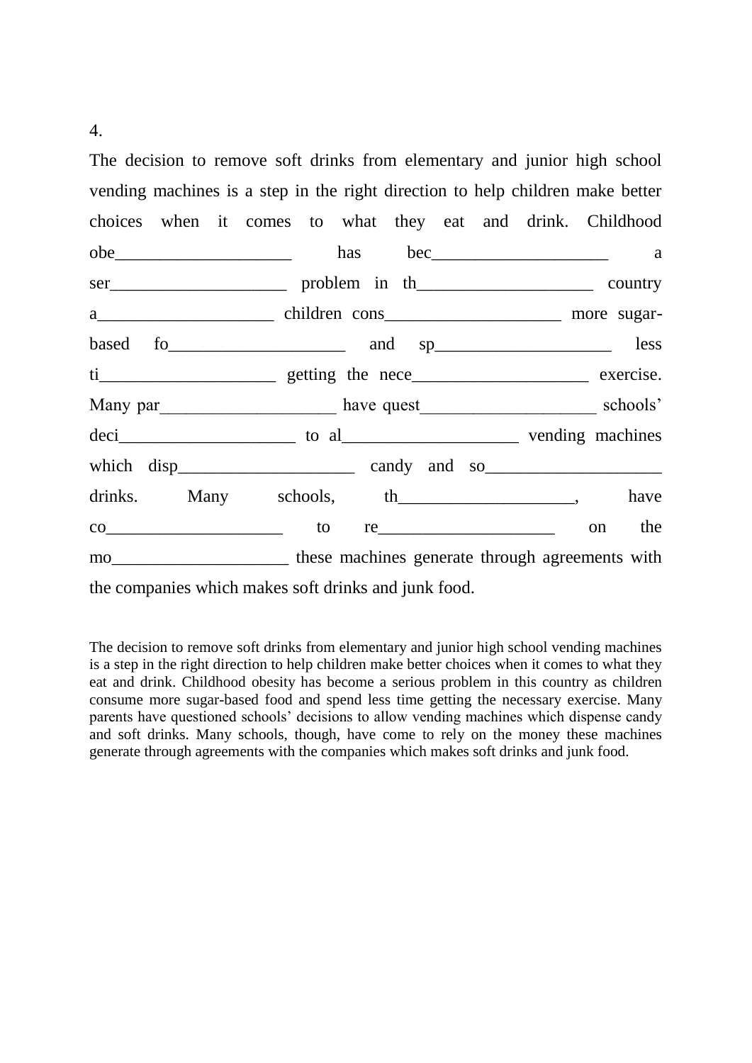4.

The decision to remove soft drinks from elementary and junior high school vending machines is a step in the right direction to help children make better choices when it comes to what they eat and drink. Childhood obe____________________ has bec____________________ a ser____________________ problem in th____________________ country a____________________ children cons____________________ more sugar-based fo____________________ and sp____________________ less ti____________________ getting the nece____________________ exercise. Many par____________________ have quest____________________ schools' deci____________________ to al____________________ vending machines which disp____________________ candy and so____________________ drinks. Many schools, th____________________, have co____________________ to re____________________ on the mo____________________ these machines generate through agreements with the companies which makes soft drinks and junk food.

The decision to remove soft drinks from elementary and junior high school vending machines is a step in the right direction to help children make better choices when it comes to what they eat and drink. Childhood obesity has become a serious problem in this country as children consume more sugar-based food and spend less time getting the necessary exercise. Many parents have questioned schools' decisions to allow vending machines which dispense candy and soft drinks. Many schools, though, have come to rely on the money these machines generate through agreements with the companies which makes soft drinks and junk food.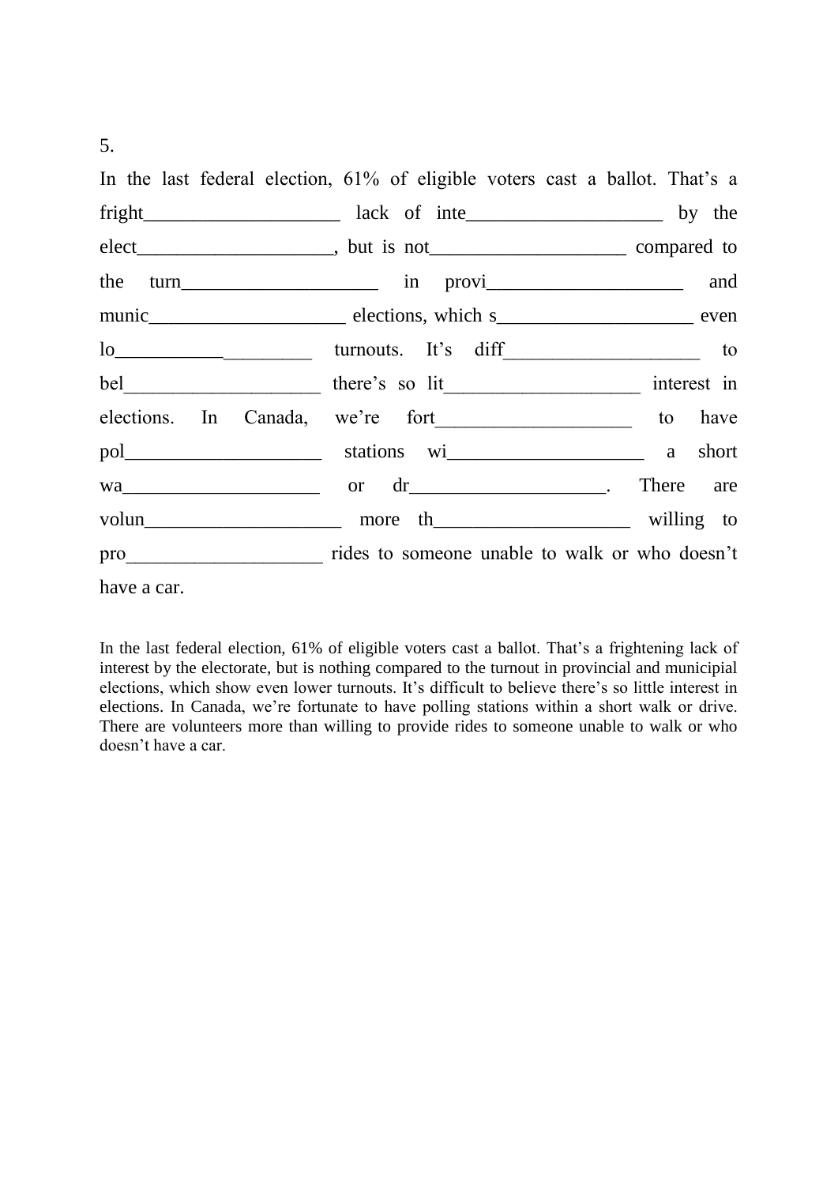5.

In the last federal election, 61% of eligible voters cast a ballot. That's a fright___________________ lack of inte___________________ by the elect___________________, but is not___________________ compared to the turn___________________ in provi___________________ and munic___________________ elections, which s___________________ even lo___________________ turnouts. It's diff___________________ to bel___________________ there's so lit___________________ interest in elections. In Canada, we're fort___________________ to have pol___________________ stations wi___________________ a short wa___________________ or dr___________________. There are volun___________________ more th___________________ willing to pro___________________ rides to someone unable to walk or who doesn't have a car.

In the last federal election, 61% of eligible voters cast a ballot. That's a frightening lack of interest by the electorate, but is nothing compared to the turnout in provincial and municipial elections, which show even lower turnouts. It's difficult to believe there's so little interest in elections. In Canada, we're fortunate to have polling stations within a short walk or drive. There are volunteers more than willing to provide rides to someone unable to walk or who doesn't have a car.